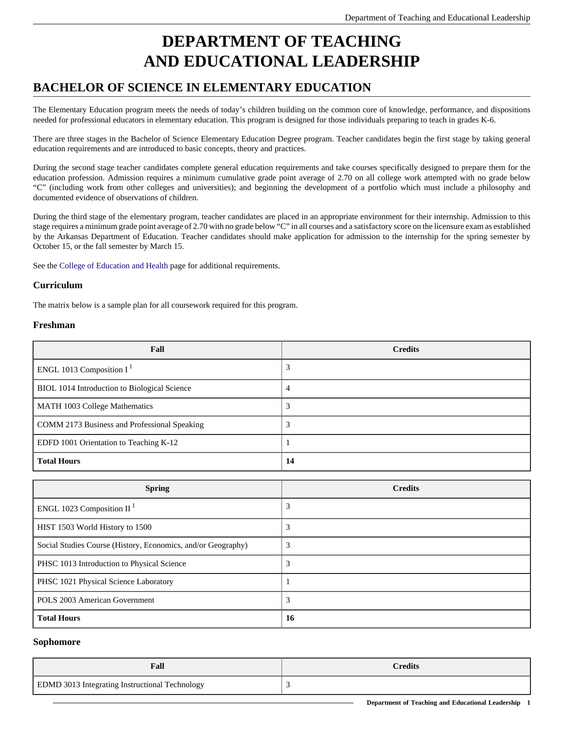# DEPARTMENT OF TEACHING AND EDUCATIONAL LEADERSHIP

## BACHELOR OF SCIENCE IN ELEMENTARY EDUCATION

The Elementary Education program meets the needs of today's children building on the common core of knowledge, performance, and dispositions needed for professional educators in elementary education. This program is designed for those individuals preparing to teach in grades K-6.

There are three stages in the Bachelor of Science Elementary Education Degree program. Teacher candidates begin the first stage by taking general education requirements and are introduced to basic concepts, theory and practices.

During the second stage teacher candidates complete general education requirements and take courses specifically designed to prepare them for the education profession. Admission requires a minimum cumulative grade point average of 2.70 on all college work attempted with no grade below "C" (including work from other colleges and universities); and beginning the development of a portfolio which must include a philosophy and documented evidence of observations of children.

During the third stage of the elementary program, teacher candidates are placed in an appropriate environment for their internship. Admission to this stage requires a minimum grade point average of 2.70 with no grade below "C" in all courses and a satisfactory score on the licensure exam as established by the Arkansas Department of Education. Teacher candidates should make application for admission to the internship for the spring semester by October 15, or the fall semester by March 15.

See the College of Education and Health page for additional requirements.

### Curriculum

The matrix below is a sample plan for all coursework required for this program.

### Freshman

| Fall | Credits |
|---|---|
| ENGL 1013 Composition I [1] | 3 |
| BIOL 1014 Introduction to Biological Science | 4 |
| MATH 1003 College Mathematics | 3 |
| COMM 2173 Business and Professional Speaking | 3 |
| EDFD 1001 Orientation to Teaching K-12 | 1 |
| **Total Hours** | **14** |

| Spring | Credits |
|---|---|
| ENGL 1023 Composition II [1] | 3 |
| HIST 1503 World History to 1500 | 3 |
| Social Studies Course (History, Economics, and/or Geography) | 3 |
| PHSC 1013 Introduction to Physical Science | 3 |
| PHSC 1021 Physical Science Laboratory | 1 |
| POLS 2003 American Government | 3 |
| **Total Hours** | **16** |

### Sophomore

| Fall | Credits |
|---|---|
| EDMD 3013 Integrating Instructional Technology | 3 |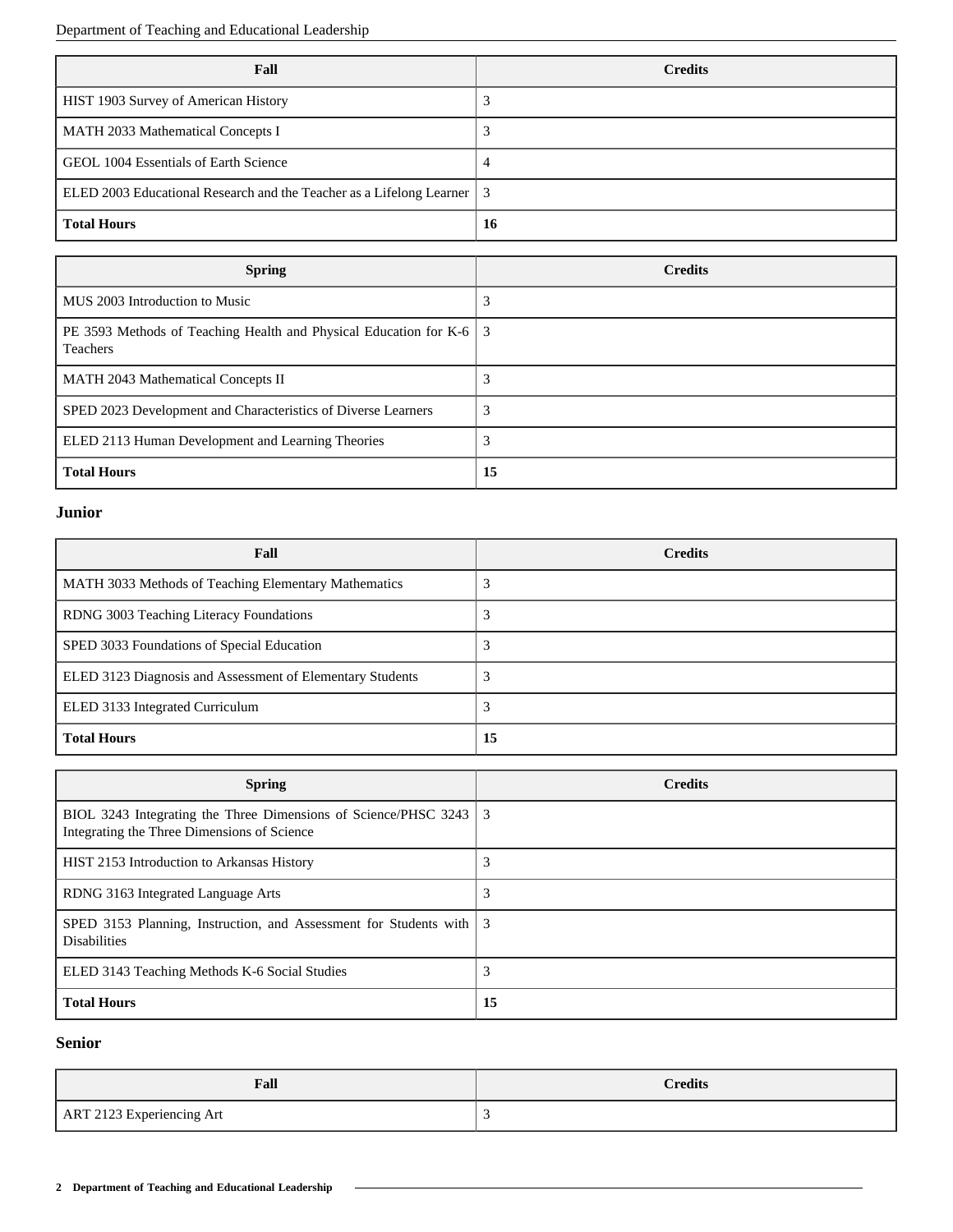| Fall | Credits |
| --- | --- |
| HIST 1903 Survey of American History | 3 |
| MATH 2033 Mathematical Concepts I | 3 |
| GEOL 1004 Essentials of Earth Science | 4 |
| ELED 2003 Educational Research and the Teacher as a Lifelong Learner | 3 |
| **Total Hours** | **16** |

| Spring | Credits |
| --- | --- |
| MUS 2003 Introduction to Music | 3 |
| PE 3593 Methods of Teaching Health and Physical Education for K-6 Teachers | 3 |
| MATH 2043 Mathematical Concepts II | 3 |
| SPED 2023 Development and Characteristics of Diverse Learners | 3 |
| ELED 2113 Human Development and Learning Theories | 3 |
| **Total Hours** | **15** |

### Junior

| Fall | Credits |
| --- | --- |
| MATH 3033 Methods of Teaching Elementary Mathematics | 3 |
| RDNG 3003 Teaching Literacy Foundations | 3 |
| SPED 3033 Foundations of Special Education | 3 |
| ELED 3123 Diagnosis and Assessment of Elementary Students | 3 |
| ELED 3133 Integrated Curriculum | 3 |
| **Total Hours** | **15** |

| Spring | Credits |
| --- | --- |
| BIOL 3243 Integrating the Three Dimensions of Science/PHSC 3243 Integrating the Three Dimensions of Science | 3 |
| HIST 2153 Introduction to Arkansas History | 3 |
| RDNG 3163 Integrated Language Arts | 3 |
| SPED 3153 Planning, Instruction, and Assessment for Students with Disabilities | 3 |
| ELED 3143 Teaching Methods K-6 Social Studies | 3 |
| **Total Hours** | **15** |

### Senior

| Fall | Credits |
| --- | --- |
| ART 2123 Experiencing Art | 3 |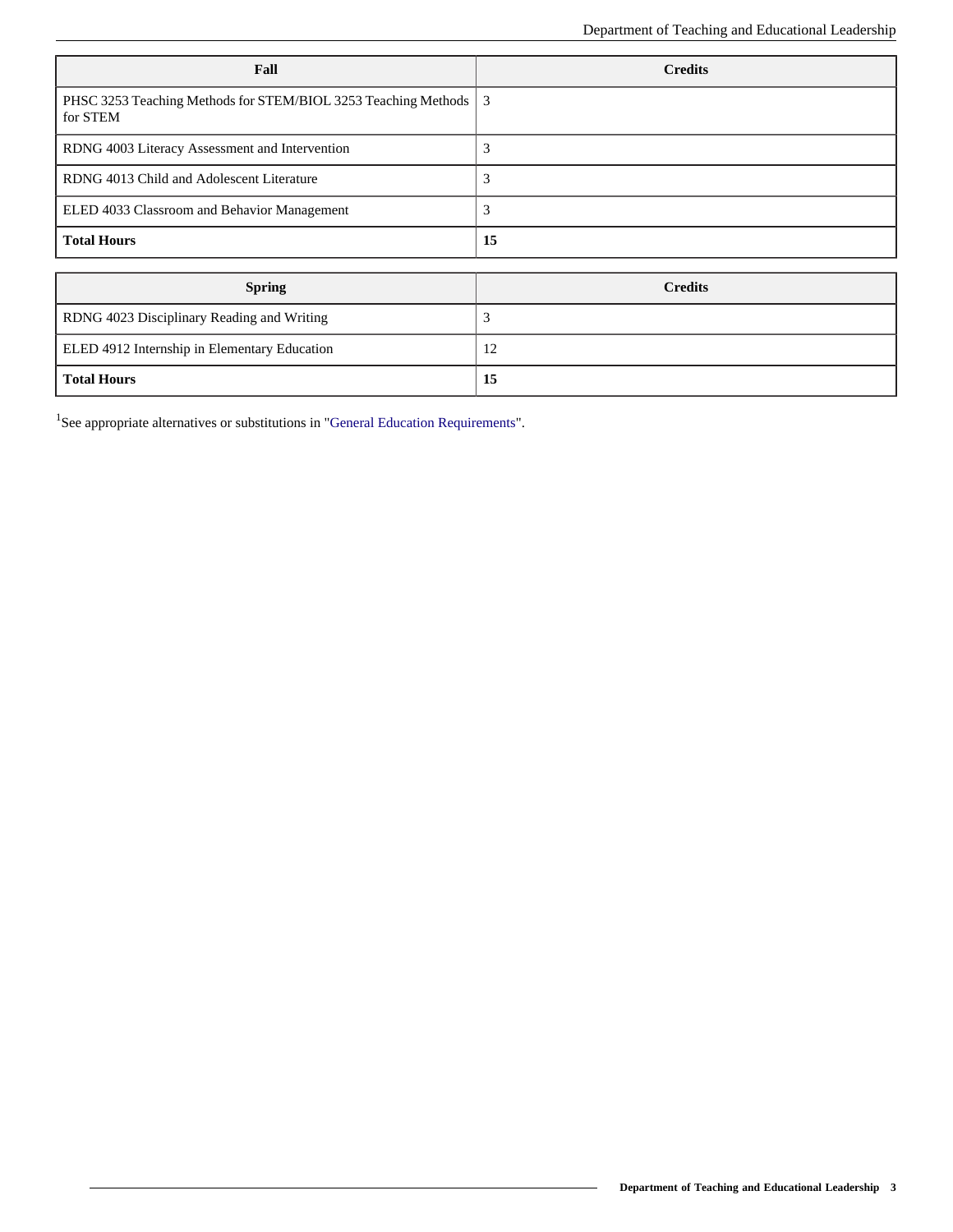| Fall | Credits |
| --- | --- |
| PHSC 3253 Teaching Methods for STEM/BIOL 3253 Teaching Methods for STEM | 3 |
| RDNG 4003 Literacy Assessment and Intervention | 3 |
| RDNG 4013 Child and Adolescent Literature | 3 |
| ELED 4033 Classroom and Behavior Management | 3 |
| **Total Hours** | **15** |

| Spring | Credits |
| --- | --- |
| RDNG 4023 Disciplinary Reading and Writing | 3 |
| ELED 4912 Internship in Elementary Education | 12 |
| **Total Hours** | **15** |

[1]See appropriate alternatives or substitutions in "General Education Requirements".